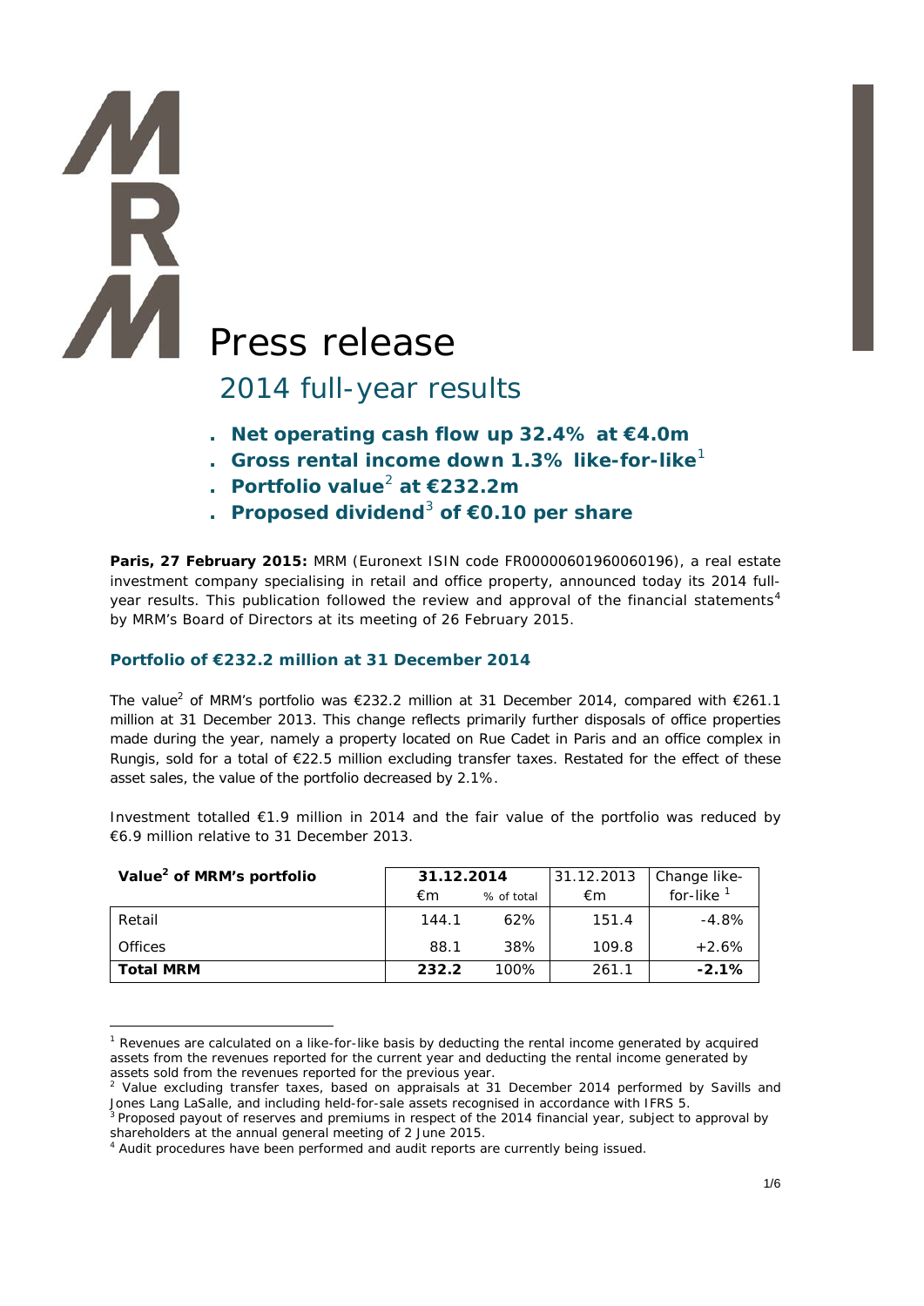# Press release

## 2014 full-year results

- **Net operating cash flow up 32.4% at €4.0m**
- **Gross rental income down 1.3% like-for-like**[1]
- **Portfolio value**[2] **at €232.2m**
- **Proposed dividend**[3] **of €0.10 per share**

**Paris, 27 February 2015:** MRM (Euronext ISIN code FR00000601960060196), a real estate investment company specialising in retail and office property, announced today its 2014 full-year results. This publication followed the review and approval of the financial statements[4] by MRM's Board of Directors at its meeting of 26 February 2015.

### Portfolio of €232.2 million at 31 December 2014

The value[2] of MRM's portfolio was €232.2 million at 31 December 2014, compared with €261.1 million at 31 December 2013. This change reflects primarily further disposals of office properties made during the year, namely a property located on Rue Cadet in Paris and an office complex in Rungis, sold for a total of €22.5 million excluding transfer taxes. Restated for the effect of these asset sales, the value of the portfolio decreased by 2.1%.

Investment totalled €1.9 million in 2014 and the fair value of the portfolio was reduced by €6.9 million relative to 31 December 2013.

| Value[2] of MRM's portfolio | 31.12.2014 | | 31.12.2013 | Change like-for-like [1] |
|---|---|---|---|---|
| | €m | % of total | €m | |
| Retail | 144.1 | 62% | 151.4 | -4.8% |
| Offices | 88.1 | 38% | 109.8 | +2.6% |
| **Total MRM** | **232.2** | 100% | 261.1 | **-2.1%** |

[1] Revenues are calculated on a like-for-like basis by deducting the rental income generated by acquired assets from the revenues reported for the current year and deducting the rental income generated by assets sold from the revenues reported for the previous year.

[2] Value excluding transfer taxes, based on appraisals at 31 December 2014 performed by Savills and Jones Lang LaSalle, and including held-for-sale assets recognised in accordance with IFRS 5.

[3] Proposed payout of reserves and premiums in respect of the 2014 financial year, subject to approval by shareholders at the annual general meeting of 2 June 2015.

[4] Audit procedures have been performed and audit reports are currently being issued.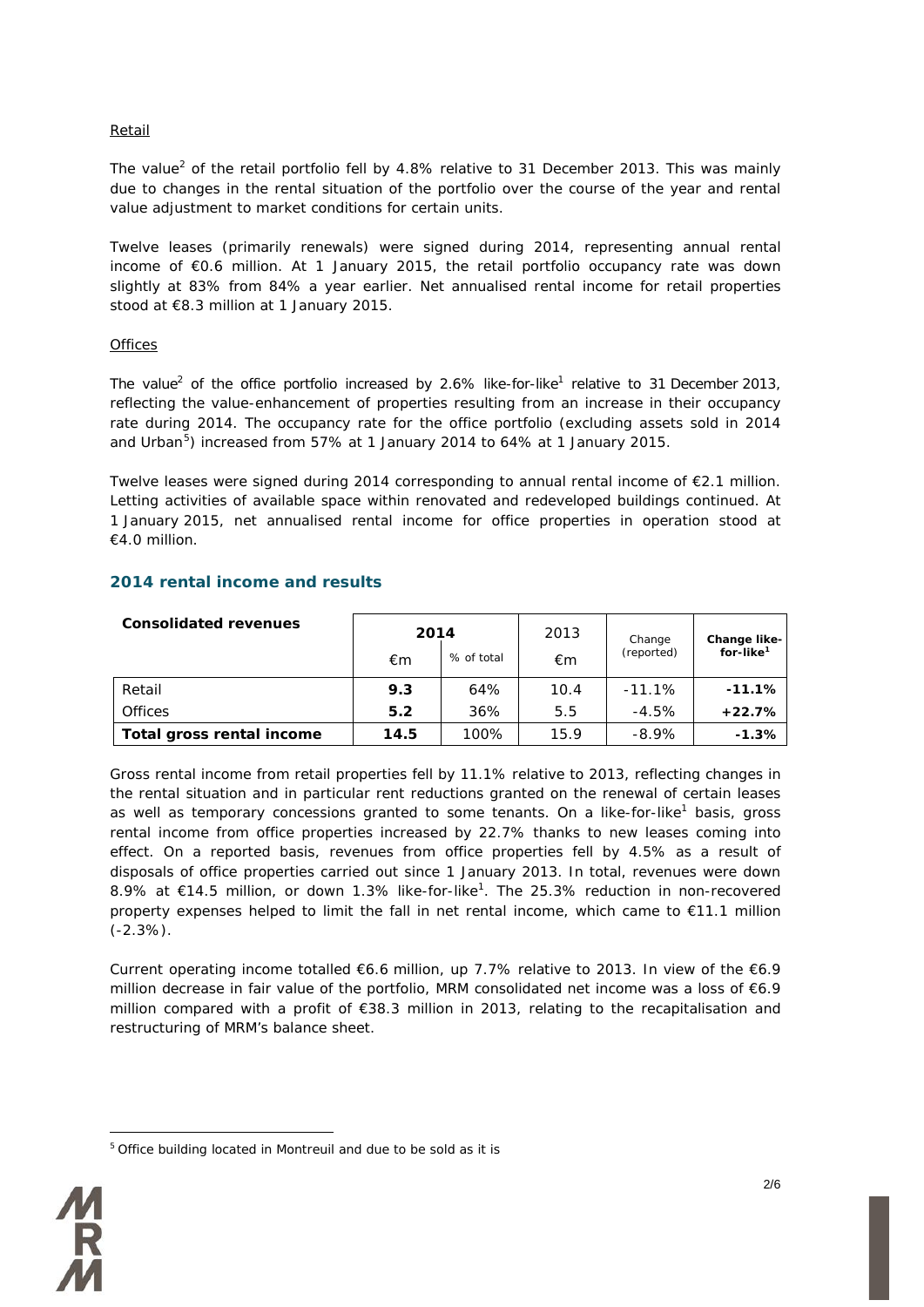Retail

The value[2] of the retail portfolio fell by 4.8% relative to 31 December 2013. This was mainly due to changes in the rental situation of the portfolio over the course of the year and rental value adjustment to market conditions for certain units.

Twelve leases (primarily renewals) were signed during 2014, representing annual rental income of €0.6 million. At 1 January 2015, the retail portfolio occupancy rate was down slightly at 83% from 84% a year earlier. Net annualised rental income for retail properties stood at €8.3 million at 1 January 2015.

Offices

The value[2] of the office portfolio increased by 2.6% like-for-like[1] relative to 31 December 2013, reflecting the value-enhancement of properties resulting from an increase in their occupancy rate during 2014. The occupancy rate for the office portfolio (excluding assets sold in 2014 and Urban[5]) increased from 57% at 1 January 2014 to 64% at 1 January 2015.

Twelve leases were signed during 2014 corresponding to annual rental income of €2.1 million. Letting activities of available space within renovated and redeveloped buildings continued. At 1 January 2015, net annualised rental income for office properties in operation stood at €4.0 million.

## 2014 rental income and results

| **Consolidated revenues** | **2014** | | 2013 | Change (reported) | **Change like-for-like[1]** |
|---|---|---|---|---|---|
| | €m | % of total | €m | | |
| Retail | **9.3** | 64% | 10.4 | -11.1% | **-11.1%** |
| Offices | **5.2** | 36% | 5.5 | -4.5% | **+22.7%** |
| **Total gross rental income** | **14.5** | 100% | 15.9 | -8.9% | **-1.3%** |

Gross rental income from retail properties fell by 11.1% relative to 2013, reflecting changes in the rental situation and in particular rent reductions granted on the renewal of certain leases as well as temporary concessions granted to some tenants. On a like-for-like[1] basis, gross rental income from office properties increased by 22.7% thanks to new leases coming into effect. On a reported basis, revenues from office properties fell by 4.5% as a result of disposals of office properties carried out since 1 January 2013. In total, revenues were down 8.9% at €14.5 million, or down 1.3% like-for-like[1]. The 25.3% reduction in non-recovered property expenses helped to limit the fall in net rental income, which came to €11.1 million (-2.3%).

Current operating income totalled €6.6 million, up 7.7% relative to 2013. In view of the €6.9 million decrease in fair value of the portfolio, MRM consolidated net income was a loss of €6.9 million compared with a profit of €38.3 million in 2013, relating to the recapitalisation and restructuring of MRM's balance sheet.

[5] Office building located in Montreuil and due to be sold as it is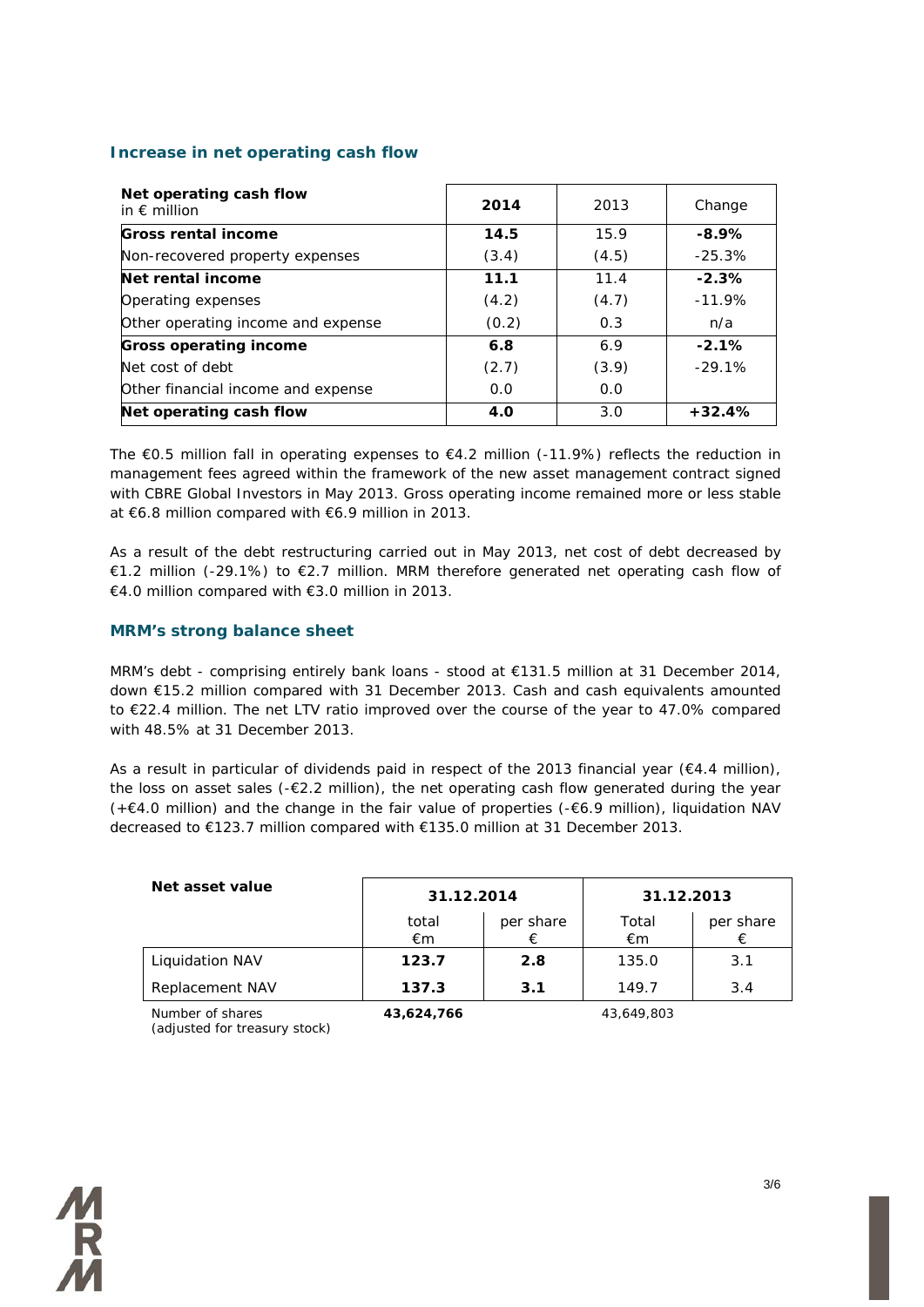### Increase in net operating cash flow

| **Net operating cash flow** in € million | **2014** | 2013 | Change |
|---|---|---|---|
| **Gross rental income** | **14.5** | 15.9 | **-8.9%** |
| Non-recovered property expenses | (3.4) | (4.5) | -25.3% |
| **Net rental income** | **11.1** | 11.4 | **-2.3%** |
| Operating expenses | (4.2) | (4.7) | -11.9% |
| Other operating income and expense | (0.2) | 0.3 | n/a |
| **Gross operating income** | **6.8** | 6.9 | **-2.1%** |
| Net cost of debt | (2.7) | (3.9) | -29.1% |
| Other financial income and expense | 0.0 | 0.0 | |
| **Net operating cash flow** | **4.0** | 3.0 | **+32.4%** |

The €0.5 million fall in operating expenses to €4.2 million (-11.9%) reflects the reduction in management fees agreed within the framework of the new asset management contract signed with CBRE Global Investors in May 2013. Gross operating income remained more or less stable at €6.8 million compared with €6.9 million in 2013.

As a result of the debt restructuring carried out in May 2013, net cost of debt decreased by €1.2 million (-29.1%) to €2.7 million. MRM therefore generated net operating cash flow of €4.0 million compared with €3.0 million in 2013.

### MRM's strong balance sheet

MRM's debt - comprising entirely bank loans - stood at €131.5 million at 31 December 2014, down €15.2 million compared with 31 December 2013. Cash and cash equivalents amounted to €22.4 million. The net LTV ratio improved over the course of the year to 47.0% compared with 48.5% at 31 December 2013.

As a result in particular of dividends paid in respect of the 2013 financial year (€4.4 million), the loss on asset sales (-€2.2 million), the net operating cash flow generated during the year (+€4.0 million) and the change in the fair value of properties (-€6.9 million), liquidation NAV decreased to €123.7 million compared with €135.0 million at 31 December 2013.

| **Net asset value** | **31.12.2014** | | **31.12.2013** | |
|---|---|---|---|---|
| | total €m | per share € | Total €m | per share € |
| Liquidation NAV | **123.7** | **2.8** | 135.0 | 3.1 |
| Replacement NAV | **137.3** | **3.1** | 149.7 | 3.4 |
| Number of shares (adjusted for treasury stock) | **43,624,766** | | 43,649,803 | |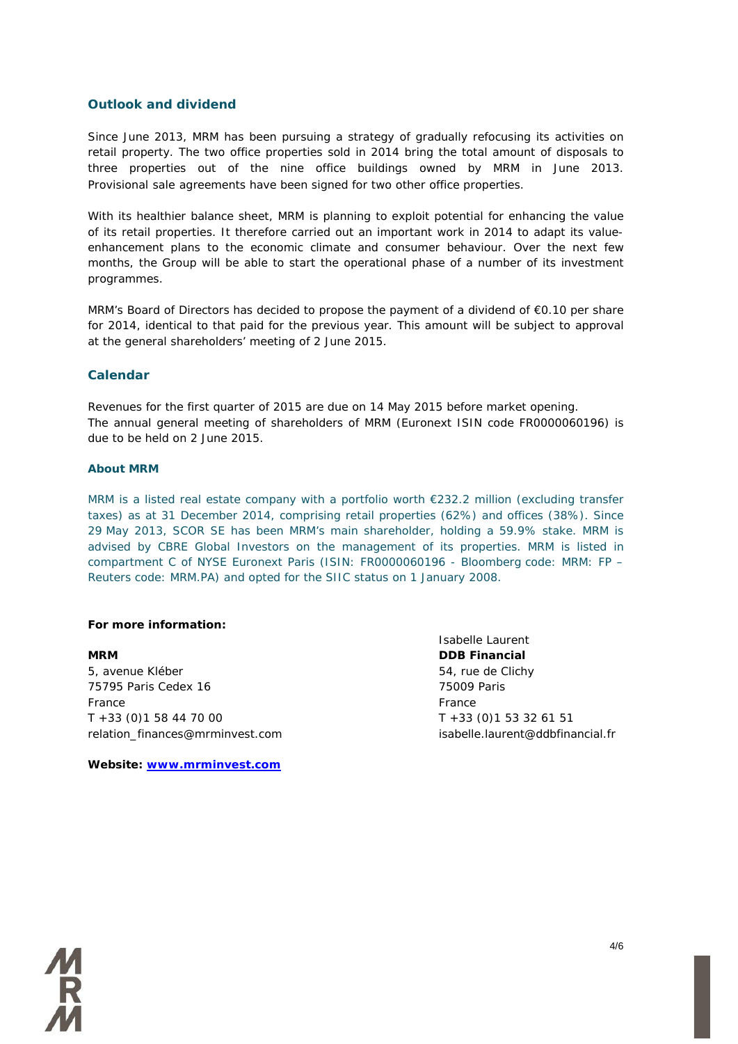## Outlook and dividend

Since June 2013, MRM has been pursuing a strategy of gradually refocusing its activities on retail property. The two office properties sold in 2014 bring the total amount of disposals to three properties out of the nine office buildings owned by MRM in June 2013. Provisional sale agreements have been signed for two other office properties.

With its healthier balance sheet, MRM is planning to exploit potential for enhancing the value of its retail properties. It therefore carried out an important work in 2014 to adapt its value-enhancement plans to the economic climate and consumer behaviour. Over the next few months, the Group will be able to start the operational phase of a number of its investment programmes.

MRM's Board of Directors has decided to propose the payment of a dividend of €0.10 per share for 2014, identical to that paid for the previous year. This amount will be subject to approval at the general shareholders' meeting of 2 June 2015.

## Calendar

Revenues for the first quarter of 2015 are due on 14 May 2015 before market opening.
The annual general meeting of shareholders of MRM (Euronext ISIN code FR0000060196) is due to be held on 2 June 2015.

### About MRM

MRM is a listed real estate company with a portfolio worth €232.2 million (excluding transfer taxes) as at 31 December 2014, comprising retail properties (62%) and offices (38%). Since 29 May 2013, SCOR SE has been MRM's main shareholder, holding a 59.9% stake. MRM is advised by CBRE Global Investors on the management of its properties. MRM is listed in compartment C of NYSE Euronext Paris (ISIN: FR0000060196 - Bloomberg code: MRM: FP – Reuters code: MRM.PA) and opted for the SIIC status on 1 January 2008.

**For more information:**

**MRM**
5, avenue Kléber
75795 Paris Cedex 16
France
T +33 (0)1 58 44 70 00
relation_finances@mrminvest.com

Isabelle Laurent
**DDB Financial**
54, rue de Clichy
75009 Paris
France
T +33 (0)1 53 32 61 51
isabelle.laurent@ddbfinancial.fr

**Website: [www.mrminvest.com](http://www.mrminvest.com)**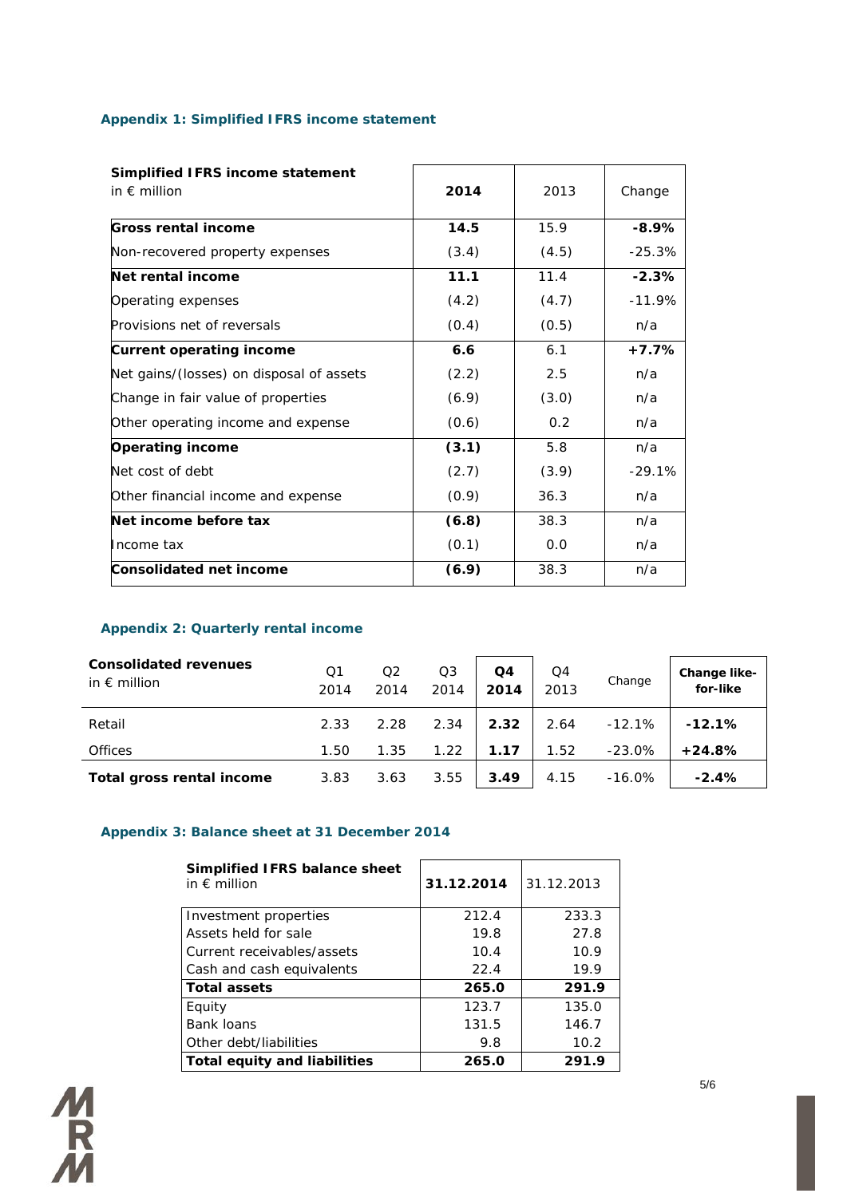### Appendix 1: Simplified IFRS income statement

| **Simplified IFRS income statement** in € million | **2014** | 2013 | Change |
|---|---|---|---|
| **Gross rental income** | **14.5** | 15.9 | **-8.9%** |
| Non-recovered property expenses | (3.4) | (4.5) | -25.3% |
| **Net rental income** | **11.1** | 11.4 | **-2.3%** |
| Operating expenses | (4.2) | (4.7) | -11.9% |
| Provisions net of reversals | (0.4) | (0.5) | n/a |
| **Current operating income** | **6.6** | 6.1 | **+7.7%** |
| Net gains/(losses) on disposal of assets | (2.2) | 2.5 | n/a |
| Change in fair value of properties | (6.9) | (3.0) | n/a |
| Other operating income and expense | (0.6) | 0.2 | n/a |
| **Operating income** | **(3.1)** | 5.8 | n/a |
| Net cost of debt | (2.7) | (3.9) | -29.1% |
| Other financial income and expense | (0.9) | 36.3 | n/a |
| **Net income before tax** | **(6.8)** | 38.3 | n/a |
| Income tax | (0.1) | 0.0 | n/a |
| **Consolidated net income** | **(6.9)** | 38.3 | n/a |

### Appendix 2: Quarterly rental income

| **Consolidated revenues** in € million | Q1 2014 | Q2 2014 | Q3 2014 | **Q4 2014** | Q4 2013 | Change | **Change like-for-like** |
|---|---|---|---|---|---|---|---|
| Retail | 2.33 | 2.28 | 2.34 | **2.32** | 2.64 | -12.1% | **-12.1%** |
| Offices | 1.50 | 1.35 | 1.22 | **1.17** | 1.52 | -23.0% | **+24.8%** |
| **Total gross rental income** | 3.83 | 3.63 | 3.55 | **3.49** | 4.15 | -16.0% | **-2.4%** |

### Appendix 3: Balance sheet at 31 December 2014

| **Simplified IFRS balance sheet** in € million | **31.12.2014** | 31.12.2013 |
|---|---|---|
| Investment properties | 212.4 | 233.3 |
| Assets held for sale | 19.8 | 27.8 |
| Current receivables/assets | 10.4 | 10.9 |
| Cash and cash equivalents | 22.4 | 19.9 |
| **Total assets** | **265.0** | **291.9** |
| Equity | 123.7 | 135.0 |
| Bank loans | 131.5 | 146.7 |
| Other debt/liabilities | 9.8 | 10.2 |
| **Total equity and liabilities** | **265.0** | **291.9** |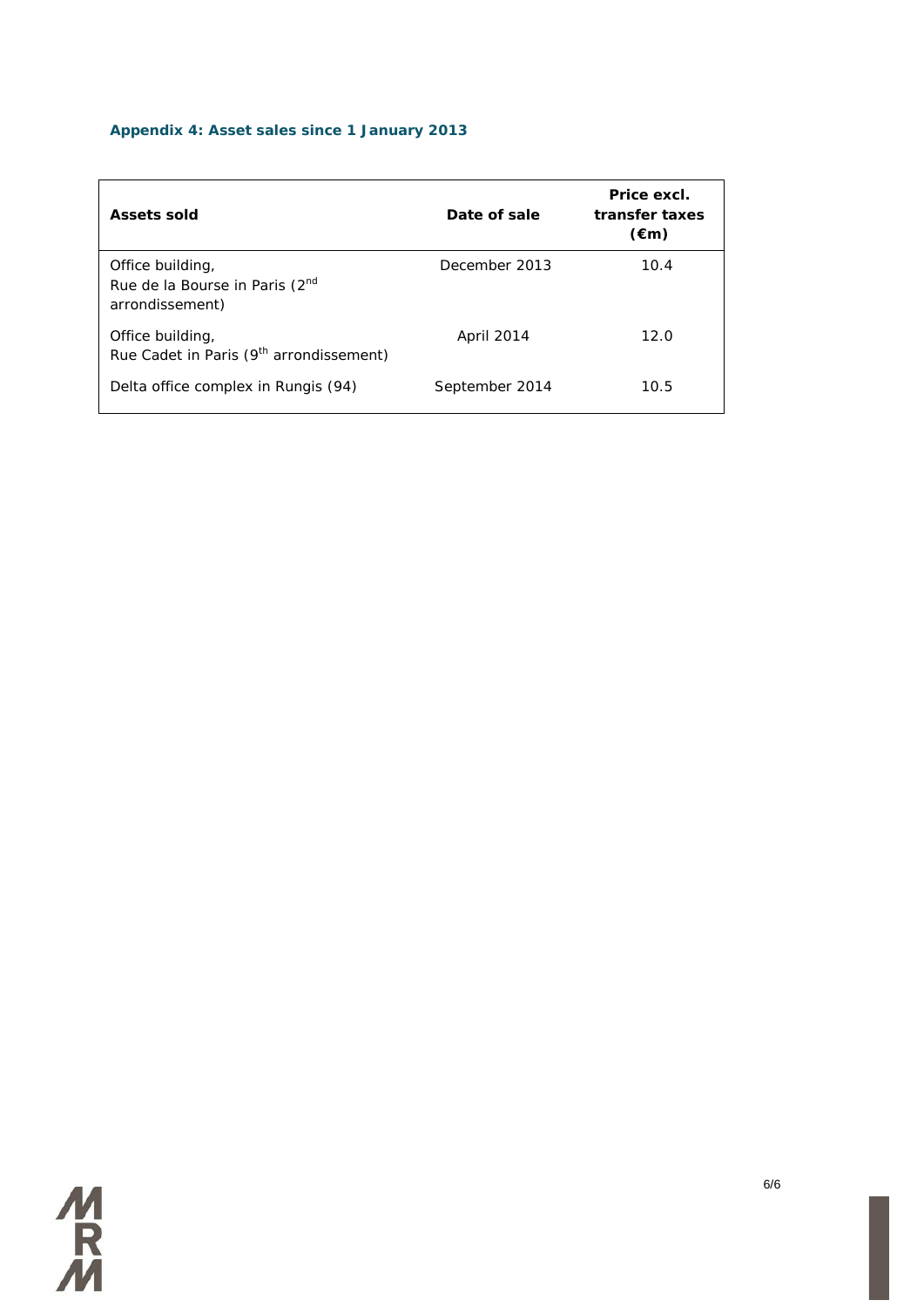### Appendix 4: Asset sales since 1 January 2013

| Assets sold | Date of sale | Price excl. transfer taxes (€m) |
|---|---|---|
| Office building, Rue de la Bourse in Paris (2nd arrondissement) | December 2013 | 10.4 |
| Office building, Rue Cadet in Paris (9th arrondissement) | April 2014 | 12.0 |
| Delta office complex in Rungis (94) | September 2014 | 10.5 |